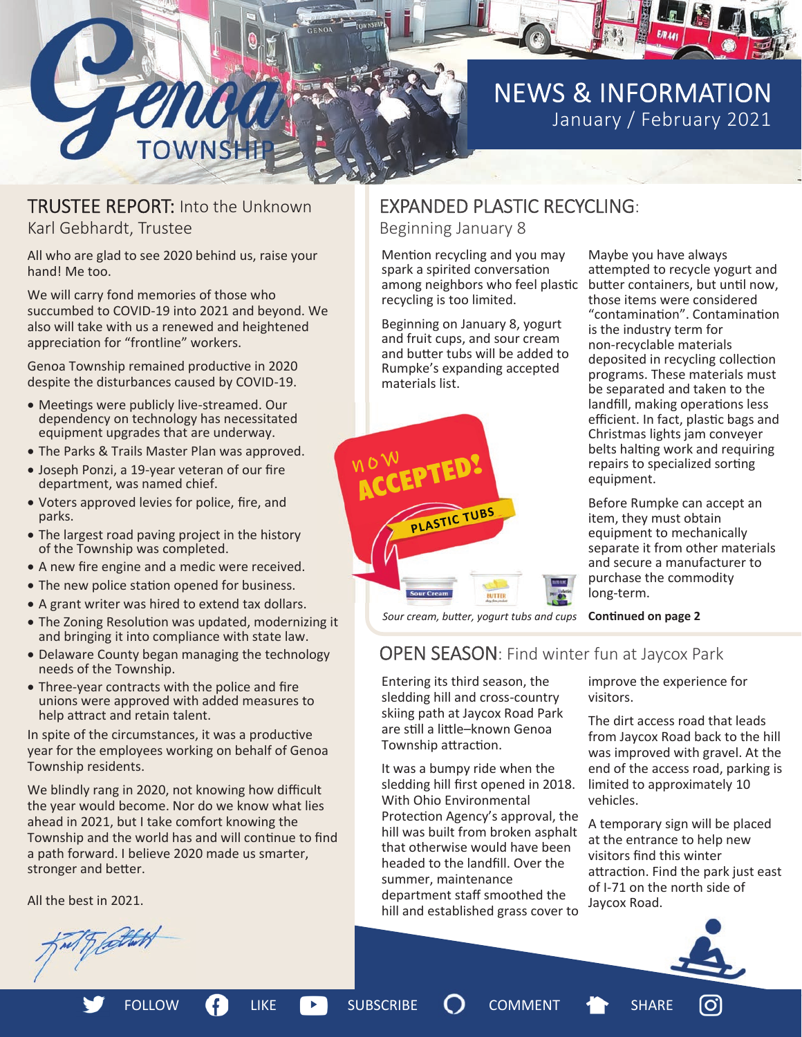# Genoa Township

## NEWS & INFORMATION
January / February 2021

## TRUSTEE REPORT: Into the Unknown
Karl Gebhardt, Trustee

All who are glad to see 2020 behind us, raise your hand! Me too.

We will carry fond memories of those who succumbed to COVID-19 into 2021 and beyond. We also will take with us a renewed and heightened appreciation for "frontline" workers.

Genoa Township remained productive in 2020 despite the disturbances caused by COVID-19.

- Meetings were publicly live-streamed. Our dependency on technology has necessitated equipment upgrades that are underway.
- The Parks & Trails Master Plan was approved.
- Joseph Ponzi, a 19-year veteran of our fire department, was named chief.
- Voters approved levies for police, fire, and parks.
- The largest road paving project in the history of the Township was completed.
- A new fire engine and a medic were received.
- The new police station opened for business.
- A grant writer was hired to extend tax dollars.
- The Zoning Resolution was updated, modernizing it and bringing it into compliance with state law.
- Delaware County began managing the technology needs of the Township.
- Three-year contracts with the police and fire unions were approved with added measures to help attract and retain talent.

In spite of the circumstances, it was a productive year for the employees working on behalf of Genoa Township residents.

We blindly rang in 2020, not knowing how difficult the year would become. Nor do we know what lies ahead in 2021, but I take comfort knowing the Township and the world has and will continue to find a path forward. I believe 2020 made us smarter, stronger and better.

All the best in 2021.

## EXPANDED PLASTIC RECYCLING:
Beginning January 8

Mention recycling and you may spark a spirited conversation among neighbors who feel plastic recycling is too limited.

Beginning on January 8, yogurt and fruit cups, and sour cream and butter tubs will be added to Rumpke's expanding accepted materials list.

NOW ACCEPTED! PLASTIC TUBS

*Sour cream, butter, yogurt tubs and cups*

Maybe you have always attempted to recycle yogurt and butter containers, but until now, those items were considered "contamination". Contamination is the industry term for non-recyclable materials deposited in recycling collection programs. These materials must be separated and taken to the landfill, making operations less efficient. In fact, plastic bags and Christmas lights jam conveyer belts halting work and requiring repairs to specialized sorting equipment.

Before Rumpke can accept an item, they must obtain equipment to mechanically separate it from other materials and secure a manufacturer to purchase the commodity long-term.

**Continued on page 2**

## OPEN SEASON: Find winter fun at Jaycox Park

Entering its third season, the sledding hill and cross-country skiing path at Jaycox Road Park are still a little–known Genoa Township attraction.

It was a bumpy ride when the sledding hill first opened in 2018. With Ohio Environmental Protection Agency's approval, the hill was built from broken asphalt that otherwise would have been headed to the landfill. Over the summer, maintenance department staff smoothed the hill and established grass cover to improve the experience for visitors.

The dirt access road that leads from Jaycox Road back to the hill was improved with gravel. At the end of the access road, parking is limited to approximately 10 vehicles.

A temporary sign will be placed at the entrance to help new visitors find this winter attraction. Find the park just east of I-71 on the north side of Jaycox Road.

FOLLOW LIKE SUBSCRIBE COMMENT SHARE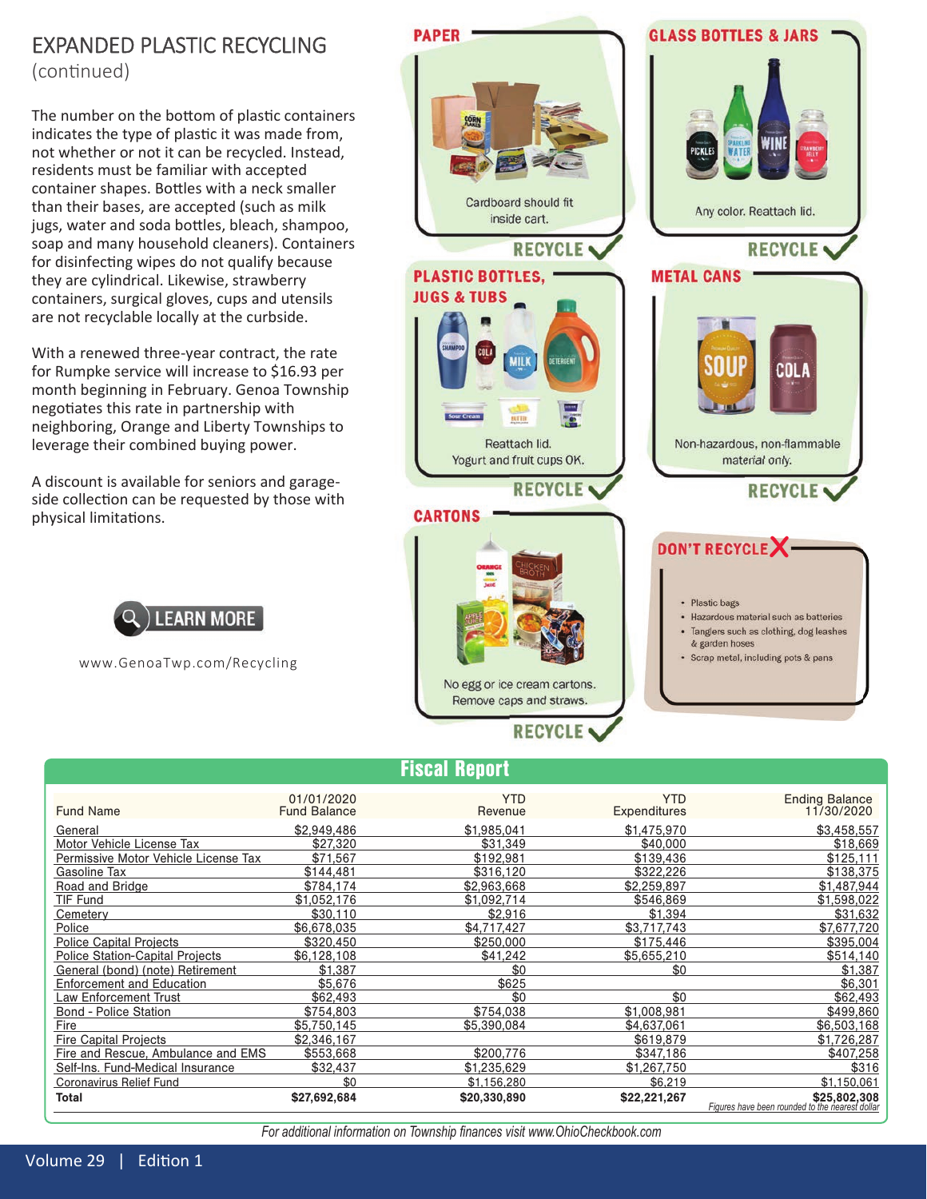## EXPANDED PLASTIC RECYCLING
(continued)

The number on the bottom of plastic containers indicates the type of plastic it was made from, not whether or not it can be recycled. Instead, residents must be familiar with accepted container shapes. Bottles with a neck smaller than their bases, are accepted (such as milk jugs, water and soda bottles, bleach, shampoo, soap and many household cleaners). Containers for disinfecting wipes do not qualify because they are cylindrical. Likewise, strawberry containers, surgical gloves, cups and utensils are not recyclable locally at the curbside.

With a renewed three-year contract, the rate for Rumpke service will increase to $16.93 per month beginning in February. Genoa Township negotiates this rate in partnership with neighboring, Orange and Liberty Townships to leverage their combined buying power.

A discount is available for seniors and garage-side collection can be requested by those with physical limitations.

LEARN MORE

www.GenoaTwp.com/Recycling

**PAPER**

Cardboard should fit inside cart.

RECYCLE ✓

**GLASS BOTTLES & JARS**

Any color. Reattach lid.

RECYCLE ✓

**PLASTIC BOTTLES, JUGS & TUBS**

Reattach lid.
Yogurt and fruit cups OK.

RECYCLE ✓

**METAL CANS**

Non-hazardous, non-flammable material only.

RECYCLE ✓

**CARTONS**

No egg or ice cream cartons.
Remove caps and straws.

RECYCLE ✓

**DON'T RECYCLE ✗**

- Plastic bags
- Hazardous material such as batteries
- Tanglers such as clothing, dog leashes & garden hoses
- Scrap metal, including pots & pans

## Fiscal Report

| Fund Name | 01/01/2020 Fund Balance | YTD Revenue | YTD Expenditures | Ending Balance 11/30/2020 |
|---|---|---|---|---|
| General | $2,949,486 | $1,985,041 | $1,475,970 | $3,458,557 |
| Motor Vehicle License Tax | $27,320 | $31,349 | $40,000 | $18,669 |
| Permissive Motor Vehicle License Tax | $71,567 | $192,981 | $139,436 | $125,111 |
| Gasoline Tax | $144,481 | $316,120 | $322,226 | $138,375 |
| Road and Bridge | $784,174 | $2,963,668 | $2,259,897 | $1,487,944 |
| TIF Fund | $1,052,176 | $1,092,714 | $546,869 | $1,598,022 |
| Cemetery | $30,110 | $2,916 | $1,394 | $31,632 |
| Police | $6,678,035 | $4,717,427 | $3,717,743 | $7,677,720 |
| Police Capital Projects | $320,450 | $250,000 | $175,446 | $395,004 |
| Police Station-Capital Projects | $6,128,108 | $41,242 | $5,655,210 | $514,140 |
| General (bond) (note) Retirement | $1,387 | $0 | $0 | $1,387 |
| Enforcement and Education | $5,676 | $625 | | $6,301 |
| Law Enforcement Trust | $62,493 | $0 | $0 | $62,493 |
| Bond - Police Station | $754,803 | $754,038 | $1,008,981 | $499,860 |
| Fire | $5,750,145 | $5,390,084 | $4,637,061 | $6,503,168 |
| Fire Capital Projects | $2,346,167 | | $619,879 | $1,726,287 |
| Fire and Rescue, Ambulance and EMS | $553,668 | $200,776 | $347,186 | $407,258 |
| Self-Ins. Fund-Medical Insurance | $32,437 | $1,235,629 | $1,267,750 | $316 |
| Coronavirus Relief Fund | $0 | $1,156,280 | $6,219 | $1,150,061 |
| **Total** | **$27,692,684** | **$20,330,890** | **$22,221,267** | **$25,802,308** |

*Figures have been rounded to the nearest dollar*

*For additional information on Township finances visit www.OhioCheckbook.com*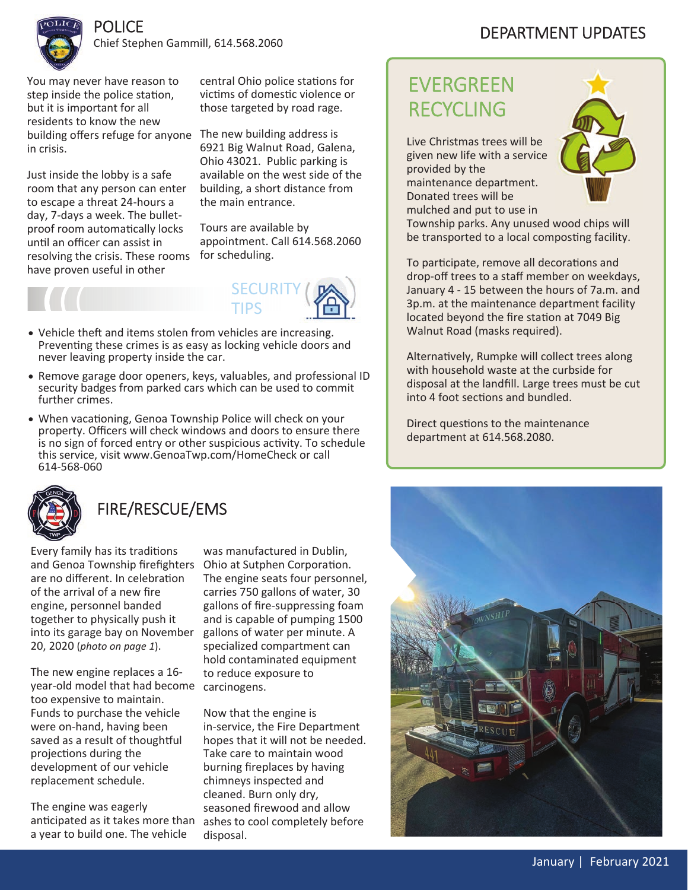# DEPARTMENT UPDATES

## POLICE

Chief Stephen Gammill, 614.568.2060

You may never have reason to step inside the police station, but it is important for all residents to know the new building offers refuge for anyone in crisis.

Just inside the lobby is a safe room that any person can enter to escape a threat 24-hours a day, 7-days a week. The bullet-proof room automatically locks until an officer can assist in resolving the crisis. These rooms have proven useful in other central Ohio police stations for victims of domestic violence or those targeted by road rage.

The new building address is 6921 Big Walnut Road, Galena, Ohio 43021. Public parking is available on the west side of the building, a short distance from the main entrance.

Tours are available by appointment. Call 614.568.2060 for scheduling.

### SECURITY TIPS

- Vehicle theft and items stolen from vehicles are increasing. Preventing these crimes is as easy as locking vehicle doors and never leaving property inside the car.
- Remove garage door openers, keys, valuables, and professional ID security badges from parked cars which can be used to commit further crimes.
- When vacationing, Genoa Township Police will check on your property. Officers will check windows and doors to ensure there is no sign of forced entry or other suspicious activity. To schedule this service, visit www.GenoaTwp.com/HomeCheck or call 614-568-060

## EVERGREEN RECYCLING

Live Christmas trees will be given new life with a service provided by the maintenance department. Donated trees will be mulched and put to use in Township parks. Any unused wood chips will be transported to a local composting facility.

To participate, remove all decorations and drop-off trees to a staff member on weekdays, January 4 - 15 between the hours of 7a.m. and 3p.m. at the maintenance department facility located beyond the fire station at 7049 Big Walnut Road (masks required).

Alternatively, Rumpke will collect trees along with household waste at the curbside for disposal at the landfill. Large trees must be cut into 4 foot sections and bundled.

Direct questions to the maintenance department at 614.568.2080.

## FIRE/RESCUE/EMS

Every family has its traditions and Genoa Township firefighters are no different. In celebration of the arrival of a new fire engine, personnel banded together to physically push it into its garage bay on November 20, 2020 (*photo on page 1*).

The new engine replaces a 16-year-old model that had become too expensive to maintain. Funds to purchase the vehicle were on-hand, having been saved as a result of thoughtful projections during the development of our vehicle replacement schedule.

The engine was eagerly anticipated as it takes more than a year to build one. The vehicle was manufactured in Dublin, Ohio at Sutphen Corporation. The engine seats four personnel, carries 750 gallons of water, 30 gallons of fire-suppressing foam and is capable of pumping 1500 gallons of water per minute. A specialized compartment can hold contaminated equipment to reduce exposure to carcinogens.

Now that the engine is in-service, the Fire Department hopes that it will not be needed. Take care to maintain wood burning fireplaces by having chimneys inspected and cleaned. Burn only dry, seasoned firewood and allow ashes to cool completely before disposal.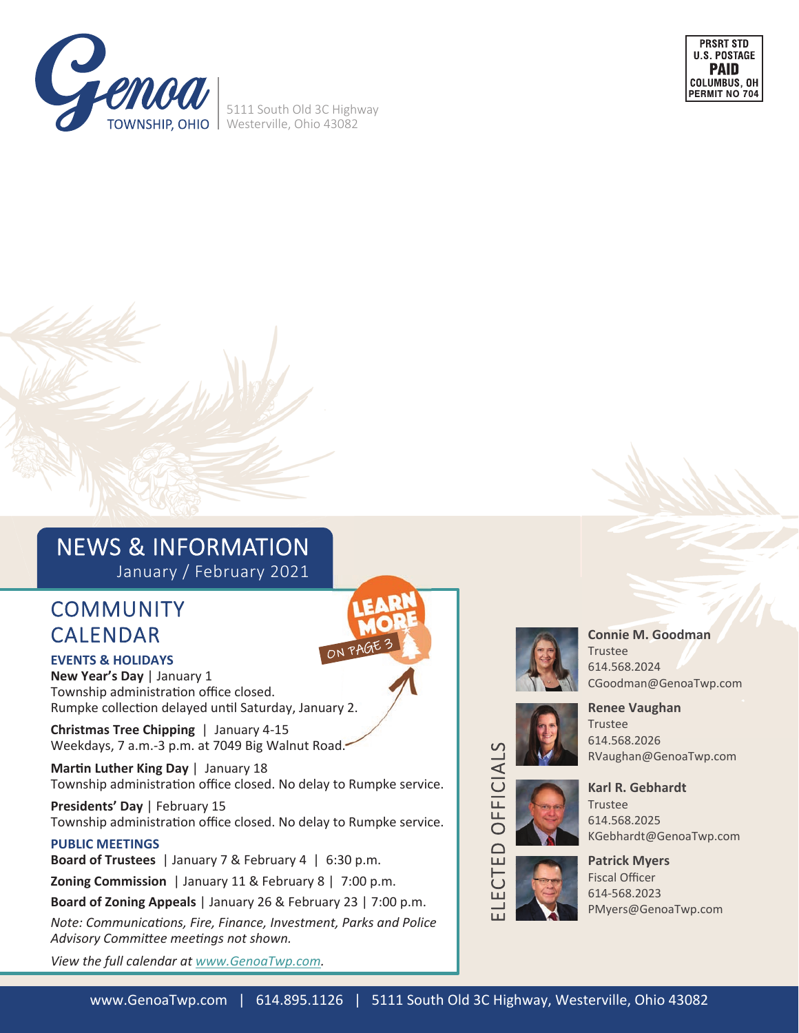Genoa TOWNSHIP, OHIO

5111 South Old 3C Highway
Westerville, Ohio 43082

PRSRT STD
U.S. POSTAGE
PAID
COLUMBUS, OH
PERMIT NO 704

# NEWS & INFORMATION

January / February 2021

## COMMUNITY CALENDAR

LEARN MORE ON PAGE 3

### EVENTS & HOLIDAYS

**New Year's Day** | January 1
Township administration office closed.
Rumpke collection delayed until Saturday, January 2.

**Christmas Tree Chipping** | January 4-15
Weekdays, 7 a.m.-3 p.m. at 7049 Big Walnut Road.

**Martin Luther King Day** | January 18
Township administration office closed. No delay to Rumpke service.

**Presidents' Day** | February 15
Township administration office closed. No delay to Rumpke service.

### PUBLIC MEETINGS

**Board of Trustees** | January 7 & February 4 | 6:30 p.m.

**Zoning Commission** | January 11 & February 8 | 7:00 p.m.

**Board of Zoning Appeals** | January 26 & February 23 | 7:00 p.m.

*Note: Communications, Fire, Finance, Investment, Parks and Police Advisory Committee meetings not shown.*

*View the full calendar at www.GenoaTwp.com.*

## ELECTED OFFICIALS

**Connie M. Goodman**
Trustee
614.568.2024
CGoodman@GenoaTwp.com

**Renee Vaughan**
Trustee
614.568.2026
RVaughan@GenoaTwp.com

**Karl R. Gebhardt**
Trustee
614.568.2025
KGebhardt@GenoaTwp.com

**Patrick Myers**
Fiscal Officer
614-568.2023
PMyers@GenoaTwp.com

www.GenoaTwp.com | 614.895.1126 | 5111 South Old 3C Highway, Westerville, Ohio 43082